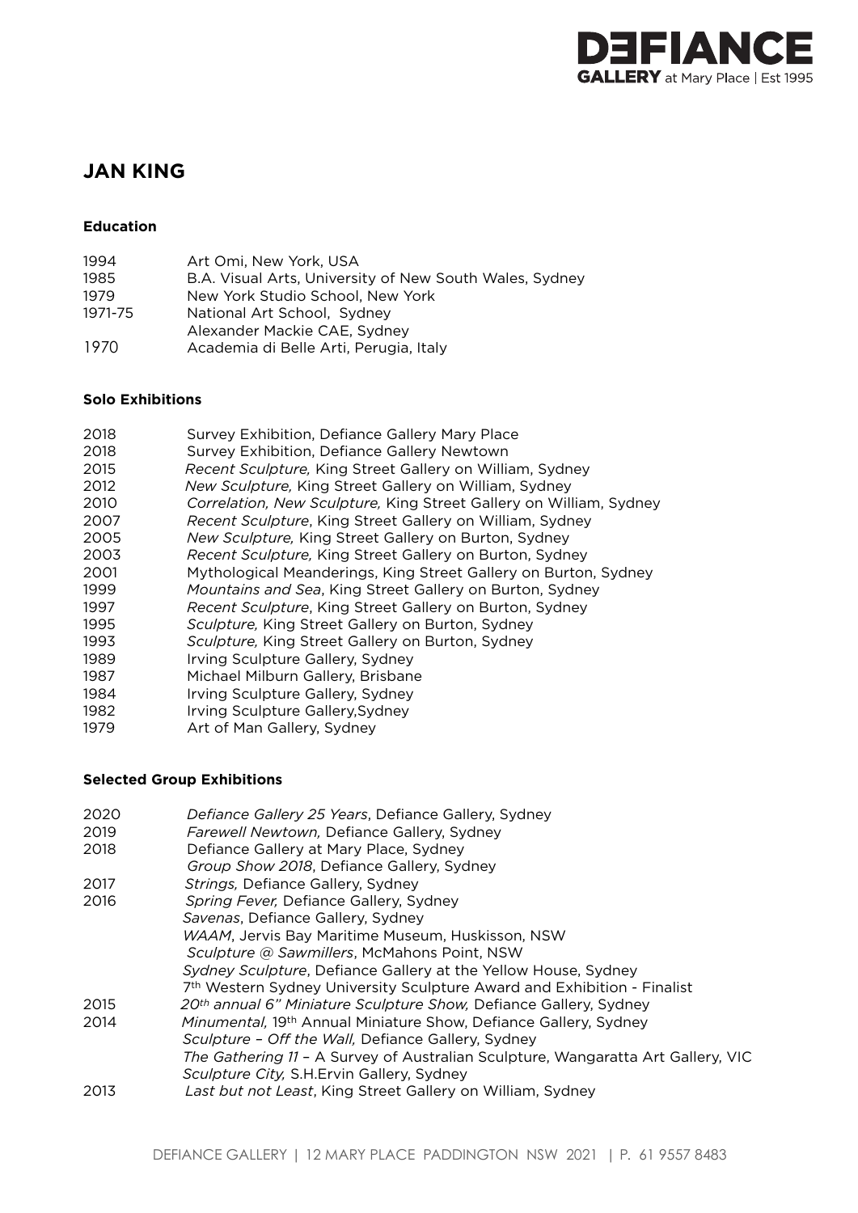# JAN KING

### Education

1994 Art Omi, New York, USA
1985 B.A. Visual Arts, University of New South Wales, Sydney
1979 New York Studio School, New York
1971-75 National Art School, Sydney
Alexander Mackie CAE, Sydney
1970 Academia di Belle Arti, Perugia, Italy

### Solo Exhibitions

2018 Survey Exhibition, Defiance Gallery Mary Place
2018 Survey Exhibition, Defiance Gallery Newtown
2015 *Recent Sculpture,* King Street Gallery on William, Sydney
2012 *New Sculpture,* King Street Gallery on William, Sydney
2010 *Correlation, New Sculpture,* King Street Gallery on William, Sydney
2007 *Recent Sculpture*, King Street Gallery on William, Sydney
2005 *New Sculpture,* King Street Gallery on Burton, Sydney
2003 *Recent Sculpture,* King Street Gallery on Burton, Sydney
2001 Mythological Meanderings, King Street Gallery on Burton, Sydney
1999 *Mountains and Sea*, King Street Gallery on Burton, Sydney
1997 *Recent Sculpture*, King Street Gallery on Burton, Sydney
1995 *Sculpture,* King Street Gallery on Burton, Sydney
1993 *Sculpture,* King Street Gallery on Burton, Sydney
1989 Irving Sculpture Gallery, Sydney
1987 Michael Milburn Gallery, Brisbane
1984 Irving Sculpture Gallery, Sydney
1982 Irving Sculpture Gallery,Sydney
1979 Art of Man Gallery, Sydney

### Selected Group Exhibitions

2020 *Defiance Gallery 25 Years*, Defiance Gallery, Sydney
2019 *Farewell Newtown,* Defiance Gallery, Sydney
2018 Defiance Gallery at Mary Place, Sydney
*Group Show 2018*, Defiance Gallery, Sydney
2017 *Strings,* Defiance Gallery, Sydney
2016 *Spring Fever,* Defiance Gallery, Sydney
*Savenas*, Defiance Gallery, Sydney
*WAAM*, Jervis Bay Maritime Museum, Huskisson, NSW
*Sculpture @ Sawmillers*, McMahons Point, NSW
*Sydney Sculpture*, Defiance Gallery at the Yellow House, Sydney
7th Western Sydney University Sculpture Award and Exhibition - Finalist
2015 *20th annual 6" Miniature Sculpture Show,* Defiance Gallery, Sydney
2014 *Minumental,* 19th Annual Miniature Show, Defiance Gallery, Sydney
*Sculpture – Off the Wall,* Defiance Gallery, Sydney
*The Gathering 11* – A Survey of Australian Sculpture, Wangaratta Art Gallery, VIC
*Sculpture City,* S.H.Ervin Gallery, Sydney
2013 *Last but not Least*, King Street Gallery on William, Sydney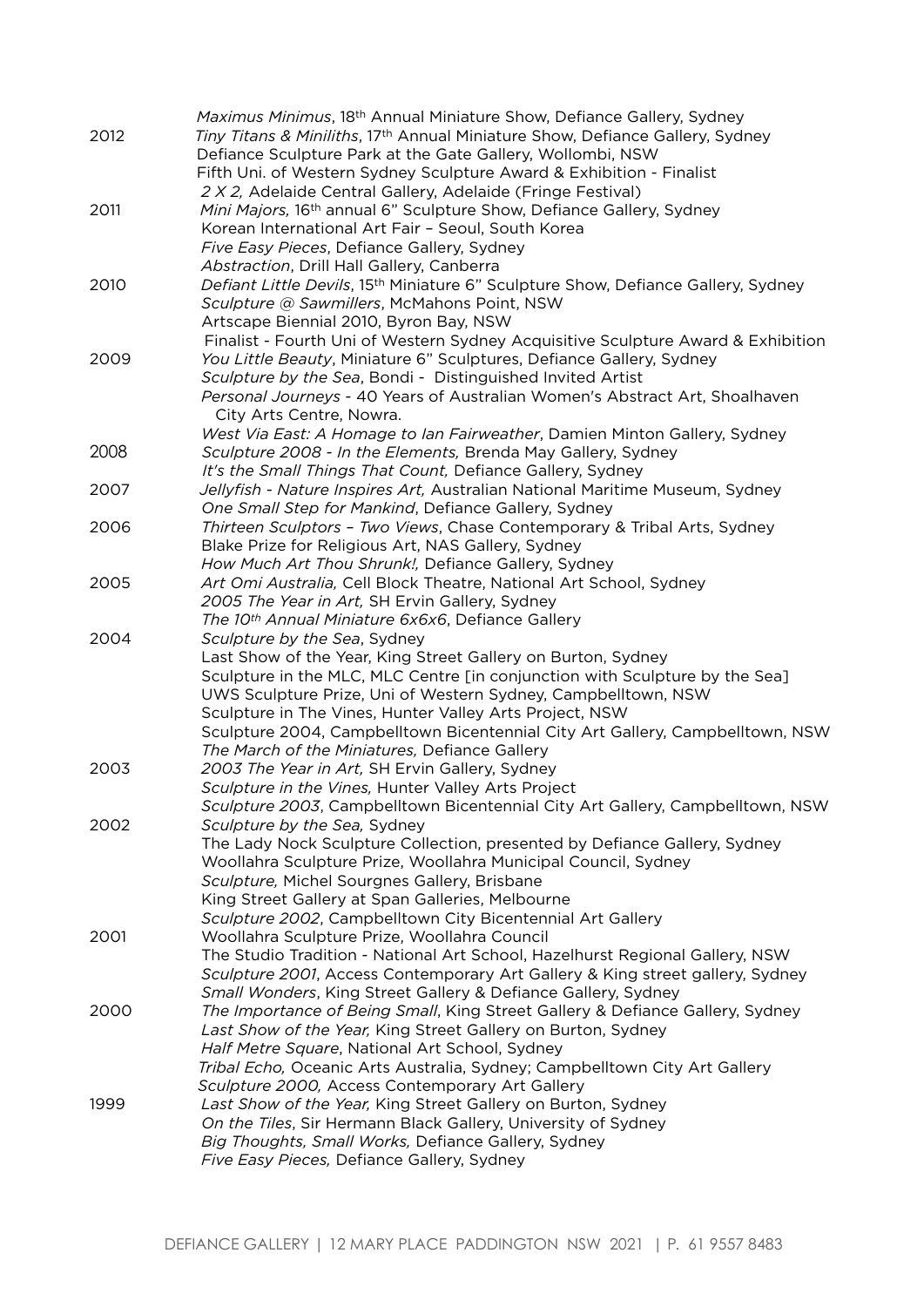| | |
|---|---|
| | *Maximus Minimus*, 18th Annual Miniature Show, Defiance Gallery, Sydney |
| 2012 | *Tiny Titans & Miniliths*, 17th Annual Miniature Show, Defiance Gallery, Sydney |
| | Defiance Sculpture Park at the Gate Gallery, Wollombi, NSW |
| | Fifth Uni. of Western Sydney Sculpture Award & Exhibition - Finalist |
| | *2 X 2,* Adelaide Central Gallery, Adelaide (Fringe Festival) |
| 2011 | *Mini Majors,* 16th annual 6" Sculpture Show, Defiance Gallery, Sydney |
| | Korean International Art Fair – Seoul, South Korea |
| | *Five Easy Pieces*, Defiance Gallery, Sydney |
| | *Abstraction*, Drill Hall Gallery, Canberra |
| 2010 | *Defiant Little Devils*, 15th Miniature 6" Sculpture Show, Defiance Gallery, Sydney |
| | *Sculpture @ Sawmillers*, McMahons Point, NSW |
| | Artscape Biennial 2010, Byron Bay, NSW |
| | Finalist - Fourth Uni of Western Sydney Acquisitive Sculpture Award & Exhibition |
| 2009 | *You Little Beauty*, Miniature 6" Sculptures, Defiance Gallery, Sydney |
| | *Sculpture by the Sea*, Bondi - Distinguished Invited Artist |
| | *Personal Journeys* - 40 Years of Australian Women's Abstract Art, Shoalhaven City Arts Centre, Nowra. |
| | *West Via East: A Homage to Ian Fairweather*, Damien Minton Gallery, Sydney |
| 2008 | *Sculpture 2008 - In the Elements,* Brenda May Gallery, Sydney |
| | *It's the Small Things That Count,* Defiance Gallery, Sydney |
| 2007 | *Jellyfish - Nature Inspires Art,* Australian National Maritime Museum, Sydney |
| | *One Small Step for Mankind*, Defiance Gallery, Sydney |
| 2006 | *Thirteen Sculptors – Two Views*, Chase Contemporary & Tribal Arts, Sydney |
| | Blake Prize for Religious Art, NAS Gallery, Sydney |
| | *How Much Art Thou Shrunk!,* Defiance Gallery, Sydney |
| 2005 | *Art Omi Australia,* Cell Block Theatre, National Art School, Sydney |
| | *2005 The Year in Art,* SH Ervin Gallery, Sydney |
| | *The 10th Annual Miniature 6x6x6*, Defiance Gallery |
| 2004 | *Sculpture by the Sea*, Sydney |
| | Last Show of the Year, King Street Gallery on Burton, Sydney |
| | Sculpture in the MLC, MLC Centre [in conjunction with Sculpture by the Sea] |
| | UWS Sculpture Prize, Uni of Western Sydney, Campbelltown, NSW |
| | Sculpture in The Vines, Hunter Valley Arts Project, NSW |
| | Sculpture 2004, Campbelltown Bicentennial City Art Gallery, Campbelltown, NSW |
| | *The March of the Miniatures,* Defiance Gallery |
| 2003 | *2003 The Year in Art,* SH Ervin Gallery, Sydney |
| | *Sculpture in the Vines,* Hunter Valley Arts Project |
| | *Sculpture 2003*, Campbelltown Bicentennial City Art Gallery, Campbelltown, NSW |
| 2002 | *Sculpture by the Sea,* Sydney |
| | The Lady Nock Sculpture Collection, presented by Defiance Gallery, Sydney |
| | Woollahra Sculpture Prize, Woollahra Municipal Council, Sydney |
| | *Sculpture,* Michel Sourgnes Gallery, Brisbane |
| | King Street Gallery at Span Galleries, Melbourne |
| | *Sculpture 2002*, Campbelltown City Bicentennial Art Gallery |
| 2001 | Woollahra Sculpture Prize, Woollahra Council |
| | The Studio Tradition - National Art School, Hazelhurst Regional Gallery, NSW |
| | *Sculpture 2001*, Access Contemporary Art Gallery & King street gallery, Sydney |
| | *Small Wonders*, King Street Gallery & Defiance Gallery, Sydney |
| 2000 | *The Importance of Being Small*, King Street Gallery & Defiance Gallery, Sydney |
| | *Last Show of the Year,* King Street Gallery on Burton, Sydney |
| | *Half Metre Square*, National Art School, Sydney |
| | *Tribal Echo,* Oceanic Arts Australia, Sydney; Campbelltown City Art Gallery |
| | *Sculpture 2000,* Access Contemporary Art Gallery |
| 1999 | *Last Show of the Year,* King Street Gallery on Burton, Sydney |
| | *On the Tiles*, Sir Hermann Black Gallery, University of Sydney |
| | *Big Thoughts, Small Works,* Defiance Gallery, Sydney |
| | *Five Easy Pieces,* Defiance Gallery, Sydney |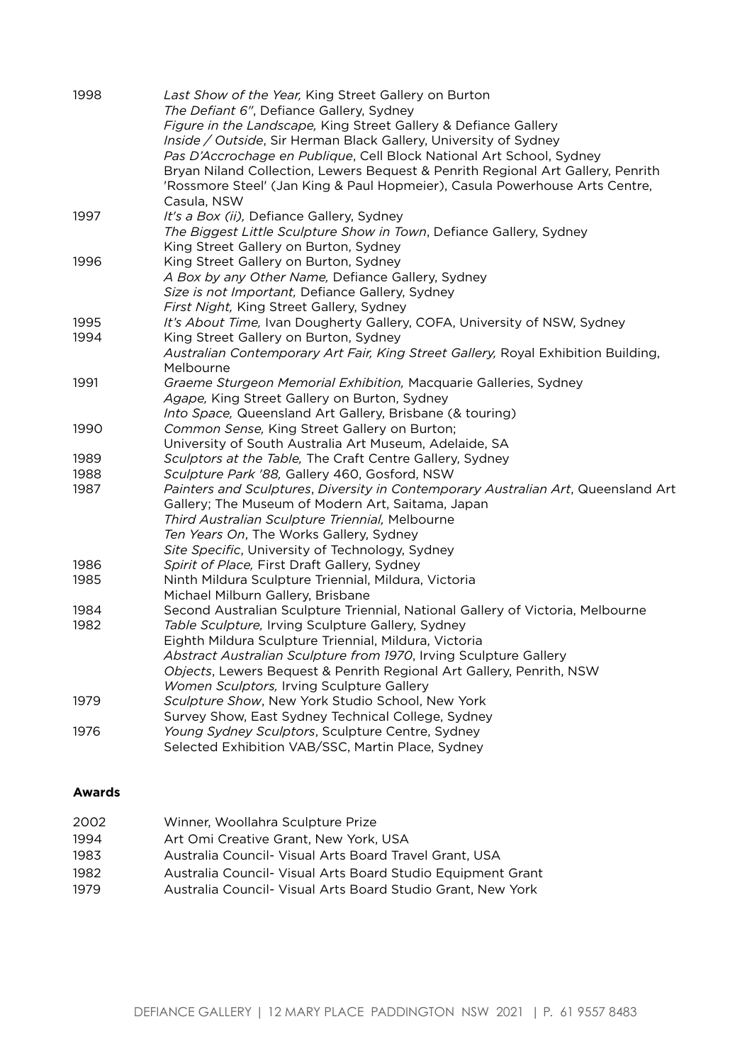| | |
|---|---|
| 1998 | *Last Show of the Year,* King Street Gallery on Burton |
| | *The Defiant 6"*, Defiance Gallery, Sydney |
| | *Figure in the Landscape,* King Street Gallery & Defiance Gallery |
| | *Inside / Outside*, Sir Herman Black Gallery, University of Sydney |
| | *Pas D'Accrochage en Publique*, Cell Block National Art School, Sydney |
| | Bryan Niland Collection, Lewers Bequest & Penrith Regional Art Gallery, Penrith |
| | 'Rossmore Steel' (Jan King & Paul Hopmeier), Casula Powerhouse Arts Centre, Casula, NSW |
| 1997 | *It's a Box (ii),* Defiance Gallery, Sydney |
| | *The Biggest Little Sculpture Show in Town*, Defiance Gallery, Sydney |
| | King Street Gallery on Burton, Sydney |
| 1996 | King Street Gallery on Burton, Sydney |
| | *A Box by any Other Name,* Defiance Gallery, Sydney |
| | *Size is not Important,* Defiance Gallery, Sydney |
| | *First Night,* King Street Gallery, Sydney |
| 1995 | *It's About Time,* Ivan Dougherty Gallery, COFA, University of NSW, Sydney |
| 1994 | King Street Gallery on Burton, Sydney |
| | *Australian Contemporary Art Fair, King Street Gallery,* Royal Exhibition Building, Melbourne |
| 1991 | *Graeme Sturgeon Memorial Exhibition,* Macquarie Galleries, Sydney |
| | *Agape,* King Street Gallery on Burton, Sydney |
| | *Into Space,* Queensland Art Gallery, Brisbane (& touring) |
| 1990 | *Common Sense,* King Street Gallery on Burton; |
| | University of South Australia Art Museum, Adelaide, SA |
| 1989 | *Sculptors at the Table,* The Craft Centre Gallery, Sydney |
| 1988 | *Sculpture Park '88,* Gallery 460, Gosford, NSW |
| 1987 | *Painters and Sculptures*, *Diversity in Contemporary Australian Art*, Queensland Art Gallery; The Museum of Modern Art, Saitama, Japan |
| | *Third Australian Sculpture Triennial,* Melbourne |
| | *Ten Years On*, The Works Gallery, Sydney |
| | *Site Specific*, University of Technology, Sydney |
| 1986 | *Spirit of Place,* First Draft Gallery, Sydney |
| 1985 | Ninth Mildura Sculpture Triennial, Mildura, Victoria |
| | Michael Milburn Gallery, Brisbane |
| 1984 | Second Australian Sculpture Triennial, National Gallery of Victoria, Melbourne |
| 1982 | *Table Sculpture,* Irving Sculpture Gallery, Sydney |
| | Eighth Mildura Sculpture Triennial, Mildura, Victoria |
| | *Abstract Australian Sculpture from 1970*, Irving Sculpture Gallery |
| | *Objects*, Lewers Bequest & Penrith Regional Art Gallery, Penrith, NSW |
| | *Women Sculptors,* Irving Sculpture Gallery |
| 1979 | *Sculpture Show*, New York Studio School, New York |
| | Survey Show, East Sydney Technical College, Sydney |
| 1976 | *Young Sydney Sculptors*, Sculpture Centre, Sydney |
| | Selected Exhibition VAB/SSC, Martin Place, Sydney |

**Awards**

| | |
|---|---|
| 2002 | Winner, Woollahra Sculpture Prize |
| 1994 | Art Omi Creative Grant, New York, USA |
| 1983 | Australia Council- Visual Arts Board Travel Grant, USA |
| 1982 | Australia Council- Visual Arts Board Studio Equipment Grant |
| 1979 | Australia Council- Visual Arts Board Studio Grant, New York |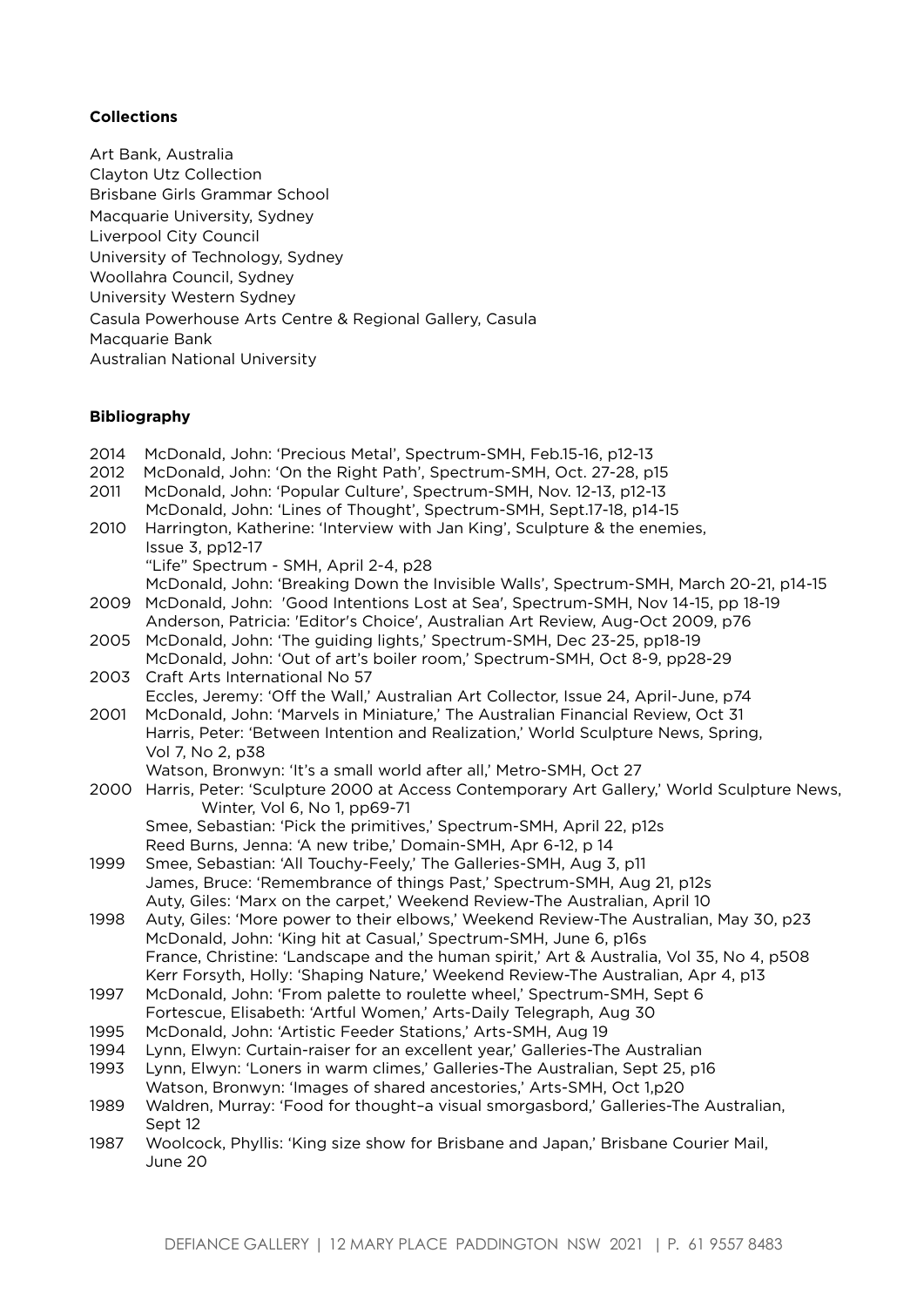**Collections**

Art Bank, Australia
Clayton Utz Collection
Brisbane Girls Grammar School
Macquarie University, Sydney
Liverpool City Council
University of Technology, Sydney
Woollahra Council, Sydney
University Western Sydney
Casula Powerhouse Arts Centre & Regional Gallery, Casula
Macquarie Bank
Australian National University

**Bibliography**

2014 McDonald, John: 'Precious Metal', Spectrum-SMH, Feb.15-16, p12-13
2012 McDonald, John: 'On the Right Path', Spectrum-SMH, Oct. 27-28, p15
2011 McDonald, John: 'Popular Culture', Spectrum-SMH, Nov. 12-13, p12-13
McDonald, John: 'Lines of Thought', Spectrum-SMH, Sept.17-18, p14-15
2010 Harrington, Katherine: 'Interview with Jan King', Sculpture & the enemies, Issue 3, pp12-17
"Life" Spectrum - SMH, April 2-4, p28
McDonald, John: 'Breaking Down the Invisible Walls', Spectrum-SMH, March 20-21, p14-15
2009 McDonald, John: 'Good Intentions Lost at Sea', Spectrum-SMH, Nov 14-15, pp 18-19
Anderson, Patricia: 'Editor's Choice', Australian Art Review, Aug-Oct 2009, p76
2005 McDonald, John: 'The guiding lights,' Spectrum-SMH, Dec 23-25, pp18-19
McDonald, John: 'Out of art's boiler room,' Spectrum-SMH, Oct 8-9, pp28-29
2003 Craft Arts International No 57
Eccles, Jeremy: 'Off the Wall,' Australian Art Collector, Issue 24, April-June, p74
2001 McDonald, John: 'Marvels in Miniature,' The Australian Financial Review, Oct 31
Harris, Peter: 'Between Intention and Realization,' World Sculpture News, Spring, Vol 7, No 2, p38
Watson, Bronwyn: 'It's a small world after all,' Metro-SMH, Oct 27
2000 Harris, Peter: 'Sculpture 2000 at Access Contemporary Art Gallery,' World Sculpture News, Winter, Vol 6, No 1, pp69-71
Smee, Sebastian: 'Pick the primitives,' Spectrum-SMH, April 22, p12s
Reed Burns, Jenna: 'A new tribe,' Domain-SMH, Apr 6-12, p 14
1999 Smee, Sebastian: 'All Touchy-Feely,' The Galleries-SMH, Aug 3, p11
James, Bruce: 'Remembrance of things Past,' Spectrum-SMH, Aug 21, p12s
Auty, Giles: 'Marx on the carpet,' Weekend Review-The Australian, April 10
1998 Auty, Giles: 'More power to their elbows,' Weekend Review-The Australian, May 30, p23
McDonald, John: 'King hit at Casual,' Spectrum-SMH, June 6, p16s
France, Christine: 'Landscape and the human spirit,' Art & Australia, Vol 35, No 4, p508
Kerr Forsyth, Holly: 'Shaping Nature,' Weekend Review-The Australian, Apr 4, p13
1997 McDonald, John: 'From palette to roulette wheel,' Spectrum-SMH, Sept 6
Fortescue, Elisabeth: 'Artful Women,' Arts-Daily Telegraph, Aug 30
1995 McDonald, John: 'Artistic Feeder Stations,' Arts-SMH, Aug 19
1994 Lynn, Elwyn: Curtain-raiser for an excellent year,' Galleries-The Australian
1993 Lynn, Elwyn: 'Loners in warm climes,' Galleries-The Australian, Sept 25, p16
Watson, Bronwyn: 'Images of shared ancestories,' Arts-SMH, Oct 1,p20
1989 Waldren, Murray: 'Food for thought–a visual smorgasbord,' Galleries-The Australian, Sept 12
1987 Woolcock, Phyllis: 'King size show for Brisbane and Japan,' Brisbane Courier Mail, June 20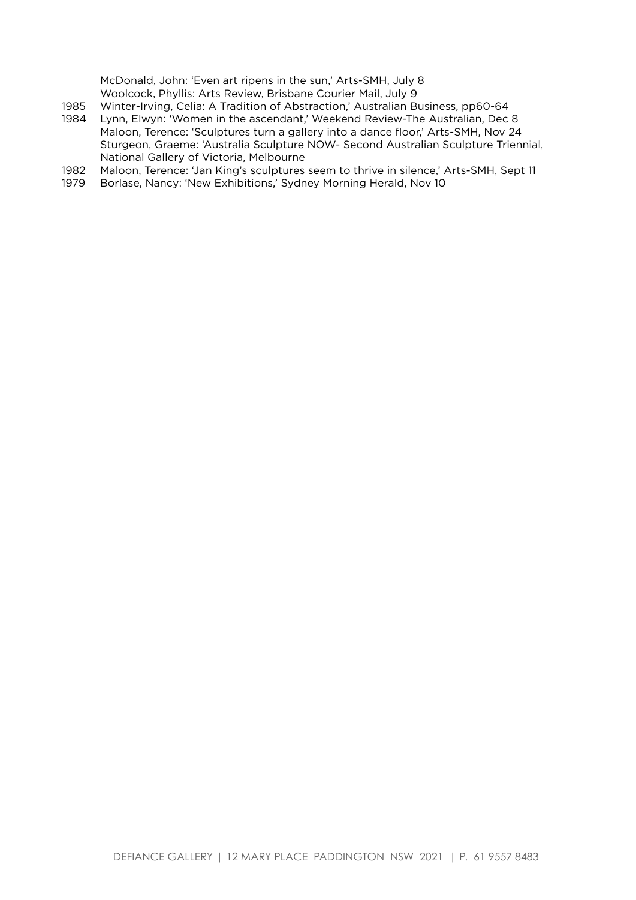McDonald, John: 'Even art ripens in the sun,' Arts-SMH, July 8
Woolcock, Phyllis: Arts Review, Brisbane Courier Mail, July 9

1985 Winter-Irving, Celia: A Tradition of Abstraction,' Australian Business, pp60-64

1984 Lynn, Elwyn: 'Women in the ascendant,' Weekend Review-The Australian, Dec 8
Maloon, Terence: 'Sculptures turn a gallery into a dance floor,' Arts-SMH, Nov 24
Sturgeon, Graeme: 'Australia Sculpture NOW- Second Australian Sculpture Triennial, National Gallery of Victoria, Melbourne

1982 Maloon, Terence: 'Jan King's sculptures seem to thrive in silence,' Arts-SMH, Sept 11

1979 Borlase, Nancy: 'New Exhibitions,' Sydney Morning Herald, Nov 10